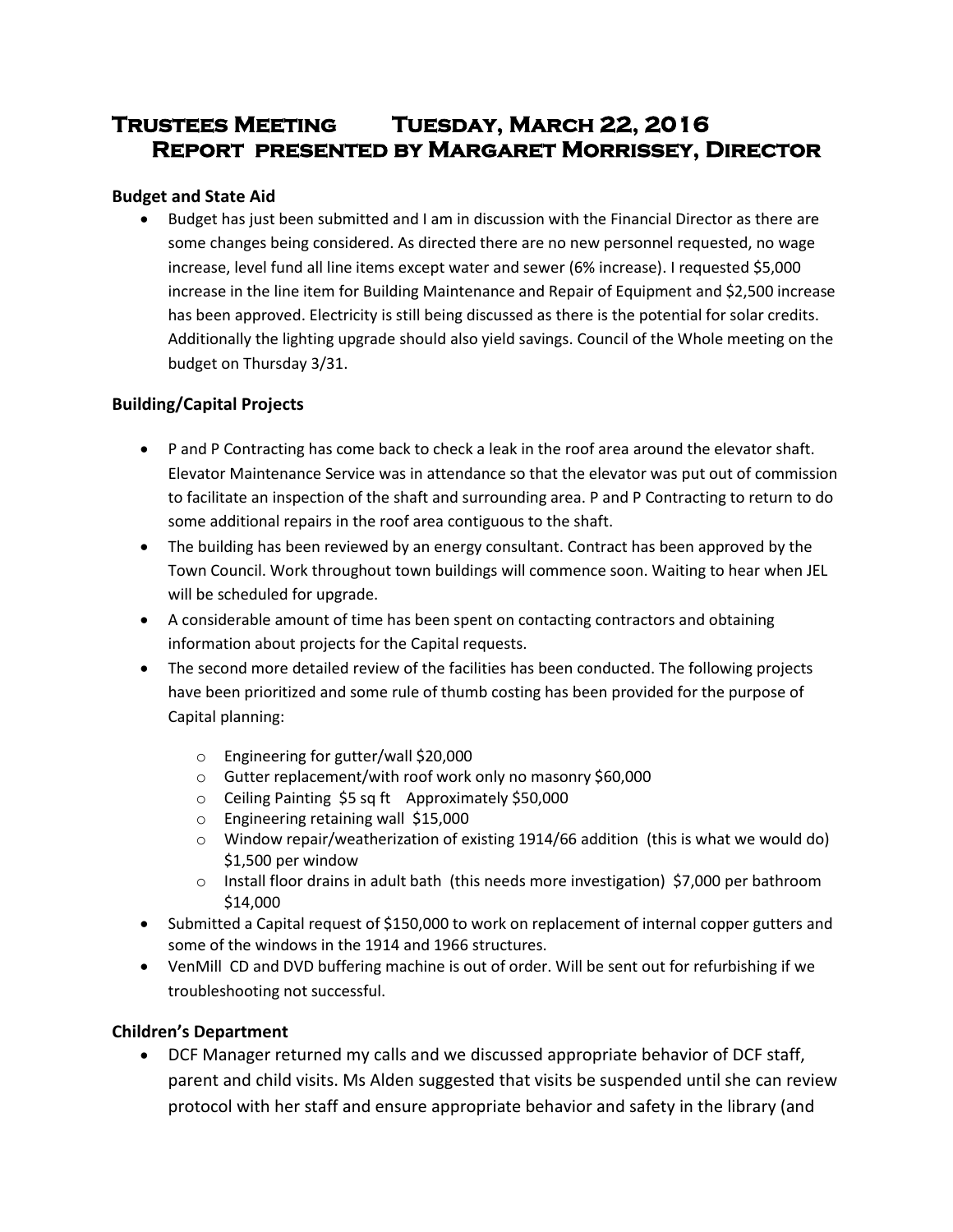# Trustees Meeting Tuesday, March 22, 2016
# Report presented by Margaret Morrissey, Director

## Budget and State Aid

- Budget has just been submitted and I am in discussion with the Financial Director as there are some changes being considered. As directed there are no new personnel requested, no wage increase, level fund all line items except water and sewer (6% increase). I requested $5,000 increase in the line item for Building Maintenance and Repair of Equipment and $2,500 increase has been approved. Electricity is still being discussed as there is the potential for solar credits. Additionally the lighting upgrade should also yield savings. Council of the Whole meeting on the budget on Thursday 3/31.

## Building/Capital Projects

- P and P Contracting has come back to check a leak in the roof area around the elevator shaft. Elevator Maintenance Service was in attendance so that the elevator was put out of commission to facilitate an inspection of the shaft and surrounding area. P and P Contracting to return to do some additional repairs in the roof area contiguous to the shaft.
- The building has been reviewed by an energy consultant. Contract has been approved by the Town Council. Work throughout town buildings will commence soon. Waiting to hear when JEL will be scheduled for upgrade.
- A considerable amount of time has been spent on contacting contractors and obtaining information about projects for the Capital requests.
- The second more detailed review of the facilities has been conducted. The following projects have been prioritized and some rule of thumb costing has been provided for the purpose of Capital planning:
    - Engineering for gutter/wall $20,000
    - Gutter replacement/with roof work only no masonry $60,000
    - Ceiling Painting $5 sq ft Approximately $50,000
    - Engineering retaining wall $15,000
    - Window repair/weatherization of existing 1914/66 addition (this is what we would do) $1,500 per window
    - Install floor drains in adult bath (this needs more investigation) $7,000 per bathroom $14,000
- Submitted a Capital request of $150,000 to work on replacement of internal copper gutters and some of the windows in the 1914 and 1966 structures.
- VenMill CD and DVD buffering machine is out of order. Will be sent out for refurbishing if we troubleshooting not successful.

## Children's Department

- DCF Manager returned my calls and we discussed appropriate behavior of DCF staff, parent and child visits. Ms Alden suggested that visits be suspended until she can review protocol with her staff and ensure appropriate behavior and safety in the library (and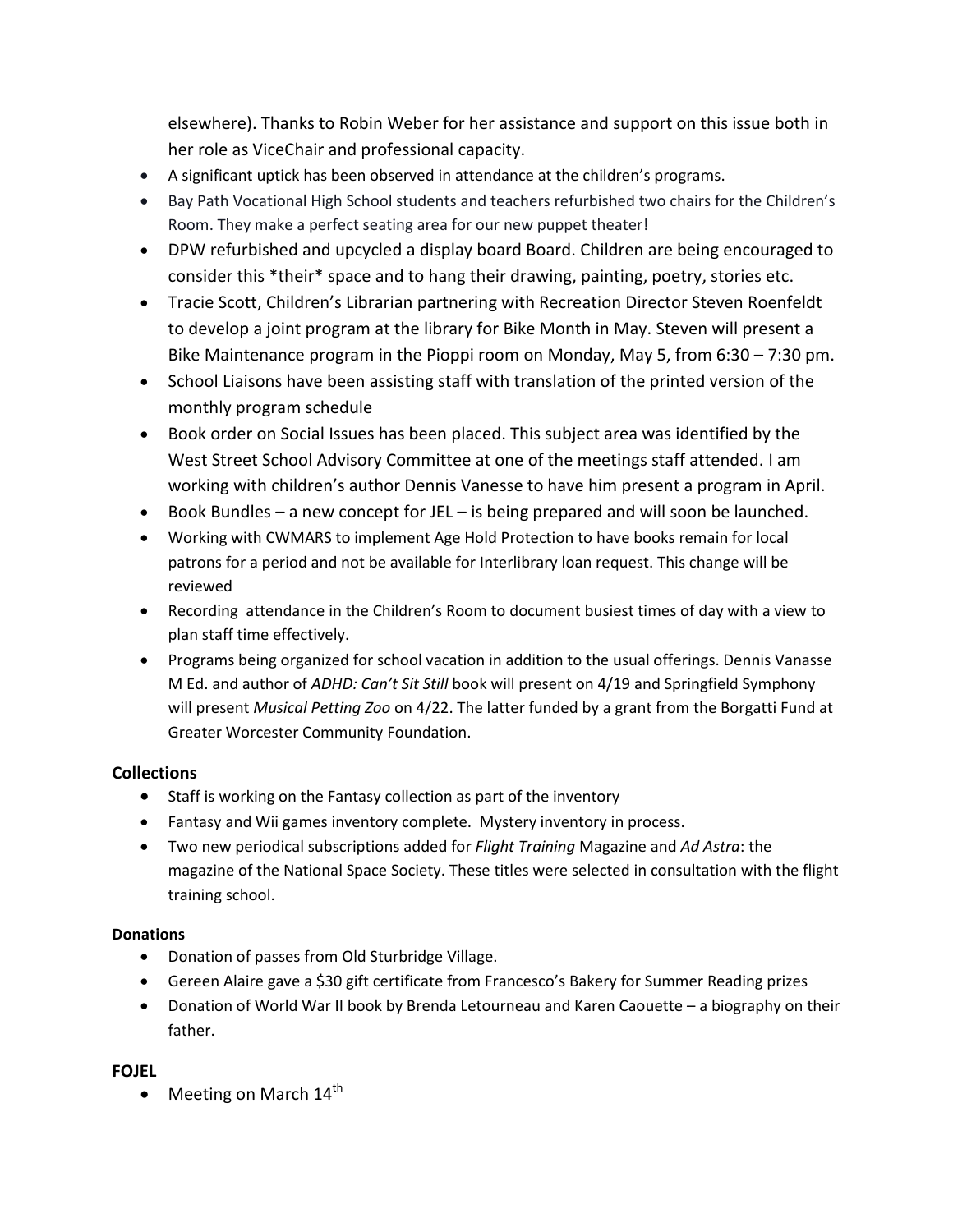elsewhere). Thanks to Robin Weber for her assistance and support on this issue both in her role as ViceChair and professional capacity.

- A significant uptick has been observed in attendance at the children's programs.
- Bay Path Vocational High School students and teachers refurbished two chairs for the Children's Room. They make a perfect seating area for our new puppet theater!
- DPW refurbished and upcycled a display board Board. Children are being encouraged to consider this *their* space and to hang their drawing, painting, poetry, stories etc.
- Tracie Scott, Children's Librarian partnering with Recreation Director Steven Roenfeldt to develop a joint program at the library for Bike Month in May. Steven will present a Bike Maintenance program in the Pioppi room on Monday, May 5, from 6:30 – 7:30 pm.
- School Liaisons have been assisting staff with translation of the printed version of the monthly program schedule
- Book order on Social Issues has been placed. This subject area was identified by the West Street School Advisory Committee at one of the meetings staff attended. I am working with children's author Dennis Vanesse to have him present a program in April.
- Book Bundles – a new concept for JEL – is being prepared and will soon be launched.
- Working with CWMARS to implement Age Hold Protection to have books remain for local patrons for a period and not be available for Interlibrary loan request. This change will be reviewed
- Recording attendance in the Children's Room to document busiest times of day with a view to plan staff time effectively.
- Programs being organized for school vacation in addition to the usual offerings. Dennis Vanasse M Ed. and author of *ADHD: Can't Sit Still* book will present on 4/19 and Springfield Symphony will present *Musical Petting Zoo* on 4/22. The latter funded by a grant from the Borgatti Fund at Greater Worcester Community Foundation.

**Collections**

- Staff is working on the Fantasy collection as part of the inventory
- Fantasy and Wii games inventory complete. Mystery inventory in process.
- Two new periodical subscriptions added for *Flight Training* Magazine and *Ad Astra*: the magazine of the National Space Society. These titles were selected in consultation with the flight training school.

**Donations**

- Donation of passes from Old Sturbridge Village.
- Gereen Alaire gave a $30 gift certificate from Francesco's Bakery for Summer Reading prizes
- Donation of World War II book by Brenda Letourneau and Karen Caouette – a biography on their father.

**FOJEL**

- Meeting on March 14th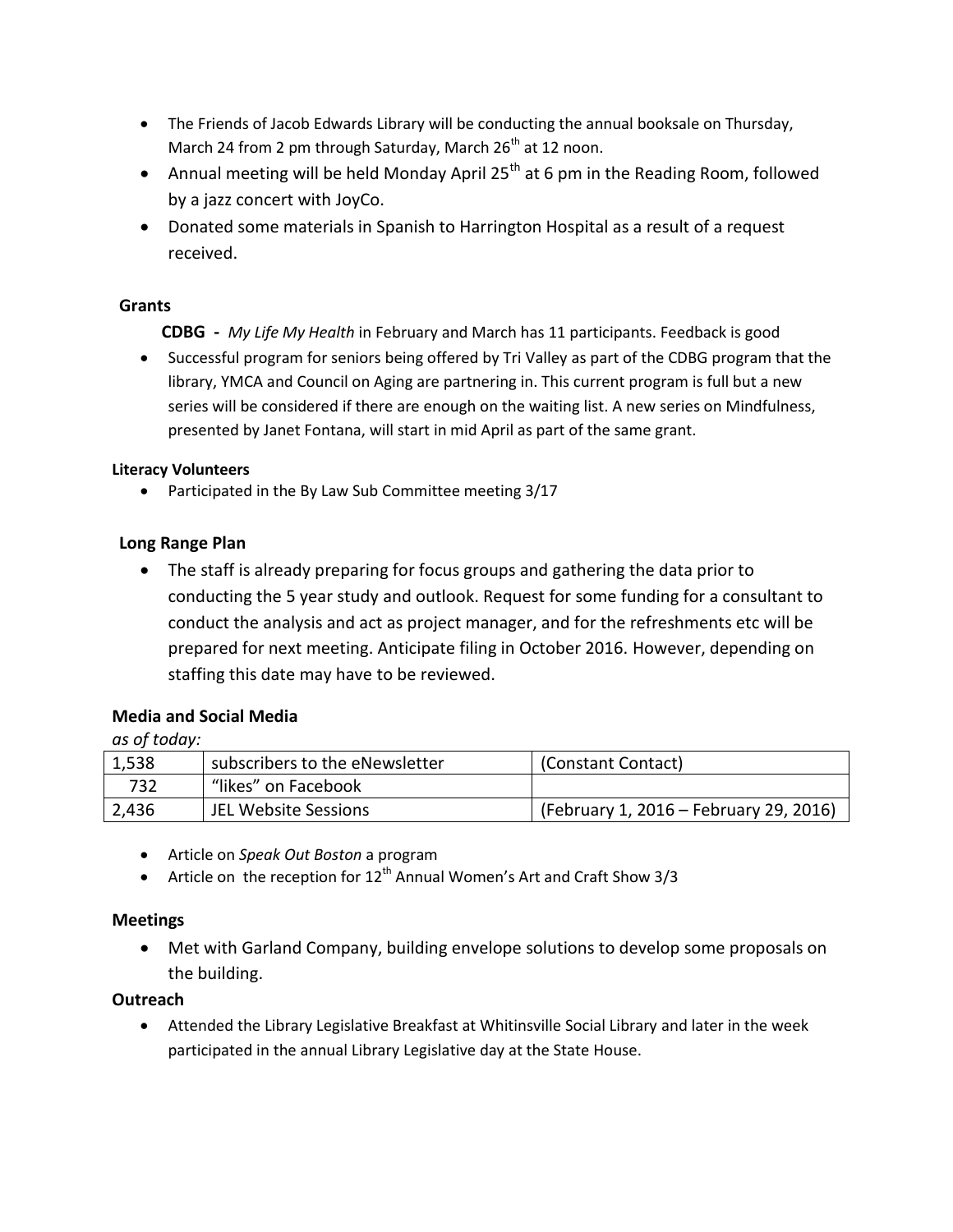- The Friends of Jacob Edwards Library will be conducting the annual booksale on Thursday, March 24 from 2 pm through Saturday, March 26th at 12 noon.
- Annual meeting will be held Monday April 25th at 6 pm in the Reading Room, followed by a jazz concert with JoyCo.
- Donated some materials in Spanish to Harrington Hospital as a result of a request received.

**Grants**

**CDBG -** *My Life My Health* in February and March has 11 participants. Feedback is good

- Successful program for seniors being offered by Tri Valley as part of the CDBG program that the library, YMCA and Council on Aging are partnering in. This current program is full but a new series will be considered if there are enough on the waiting list. A new series on Mindfulness, presented by Janet Fontana, will start in mid April as part of the same grant.

**Literacy Volunteers**

- Participated in the By Law Sub Committee meeting 3/17

**Long Range Plan**

- The staff is already preparing for focus groups and gathering the data prior to conducting the 5 year study and outlook. Request for some funding for a consultant to conduct the analysis and act as project manager, and for the refreshments etc will be prepared for next meeting. Anticipate filing in October 2016. However, depending on staffing this date may have to be reviewed.

**Media and Social Media**

*as of today:*

| | | |
|---|---|---|
| 1,538 | subscribers to the eNewsletter | (Constant Contact) |
| 732 | "likes" on Facebook | |
| 2,436 | JEL Website Sessions | (February 1, 2016 – February 29, 2016) |

- Article on *Speak Out Boston* a program
- Article on the reception for 12th Annual Women's Art and Craft Show 3/3

**Meetings**

- Met with Garland Company, building envelope solutions to develop some proposals on the building.

**Outreach**

- Attended the Library Legislative Breakfast at Whitinsville Social Library and later in the week participated in the annual Library Legislative day at the State House.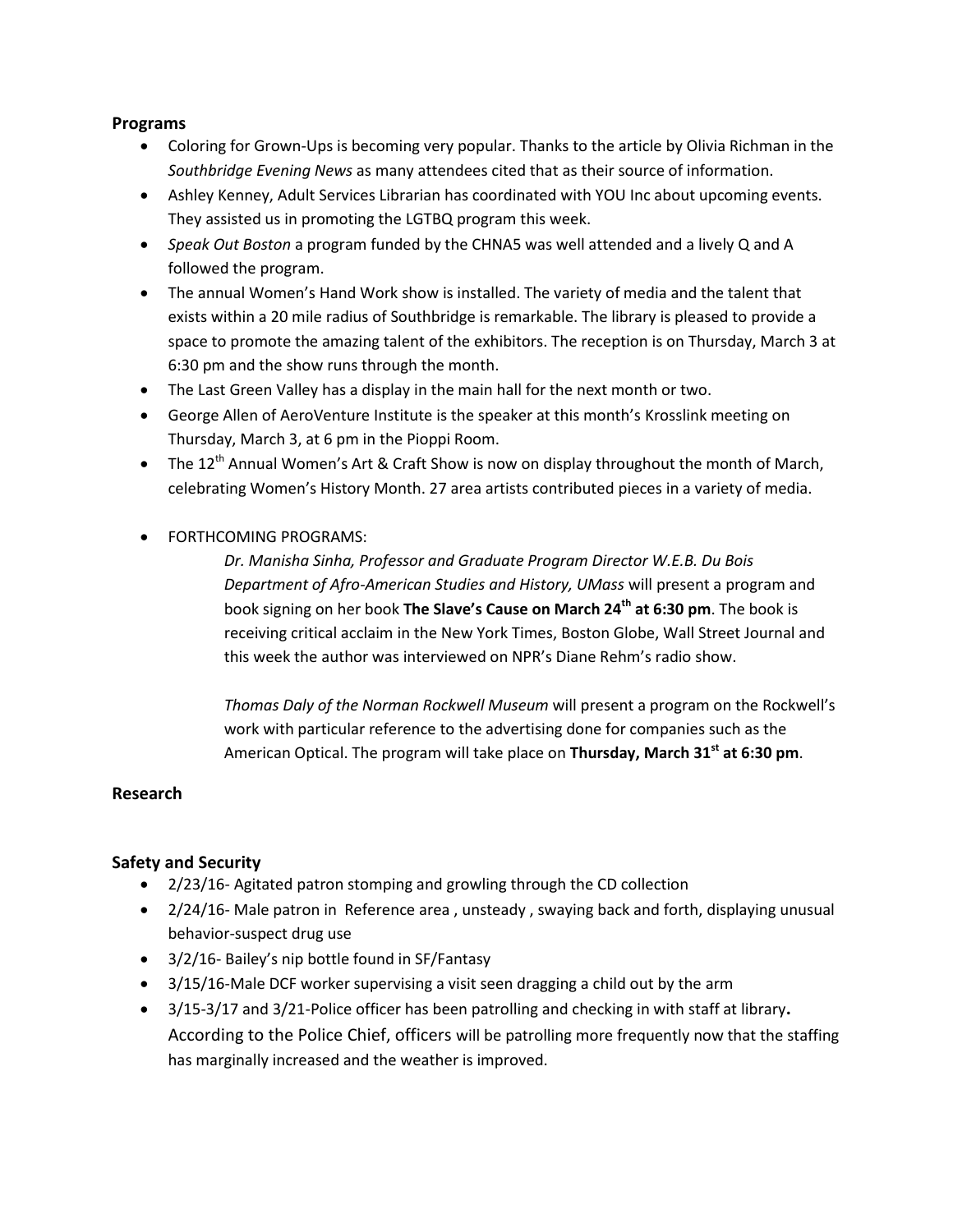## Programs

- Coloring for Grown-Ups is becoming very popular. Thanks to the article by Olivia Richman in the *Southbridge Evening News* as many attendees cited that as their source of information.
- Ashley Kenney, Adult Services Librarian has coordinated with YOU Inc about upcoming events. They assisted us in promoting the LGTBQ program this week.
- *Speak Out Boston* a program funded by the CHNA5 was well attended and a lively Q and A followed the program.
- The annual Women's Hand Work show is installed. The variety of media and the talent that exists within a 20 mile radius of Southbridge is remarkable. The library is pleased to provide a space to promote the amazing talent of the exhibitors. The reception is on Thursday, March 3 at 6:30 pm and the show runs through the month.
- The Last Green Valley has a display in the main hall for the next month or two.
- George Allen of AeroVenture Institute is the speaker at this month's Krosslink meeting on Thursday, March 3, at 6 pm in the Pioppi Room.
- The 12th Annual Women's Art & Craft Show is now on display throughout the month of March, celebrating Women's History Month. 27 area artists contributed pieces in a variety of media.
- FORTHCOMING PROGRAMS:

  *Dr. Manisha Sinha, Professor and Graduate Program Director W.E.B. Du Bois Department of Afro-American Studies and History, UMass* will present a program and book signing on her book **The Slave's Cause on March 24th at 6:30 pm**. The book is receiving critical acclaim in the New York Times, Boston Globe, Wall Street Journal and this week the author was interviewed on NPR's Diane Rehm's radio show.

  *Thomas Daly of the Norman Rockwell Museum* will present a program on the Rockwell's work with particular reference to the advertising done for companies such as the American Optical. The program will take place on **Thursday, March 31st at 6:30 pm**.

## Research

## Safety and Security

- 2/23/16- Agitated patron stomping and growling through the CD collection
- 2/24/16- Male patron in Reference area , unsteady , swaying back and forth, displaying unusual behavior-suspect drug use
- 3/2/16- Bailey's nip bottle found in SF/Fantasy
- 3/15/16-Male DCF worker supervising a visit seen dragging a child out by the arm
- 3/15-3/17 and 3/21-Police officer has been patrolling and checking in with staff at library**.** According to the Police Chief, officers will be patrolling more frequently now that the staffing has marginally increased and the weather is improved.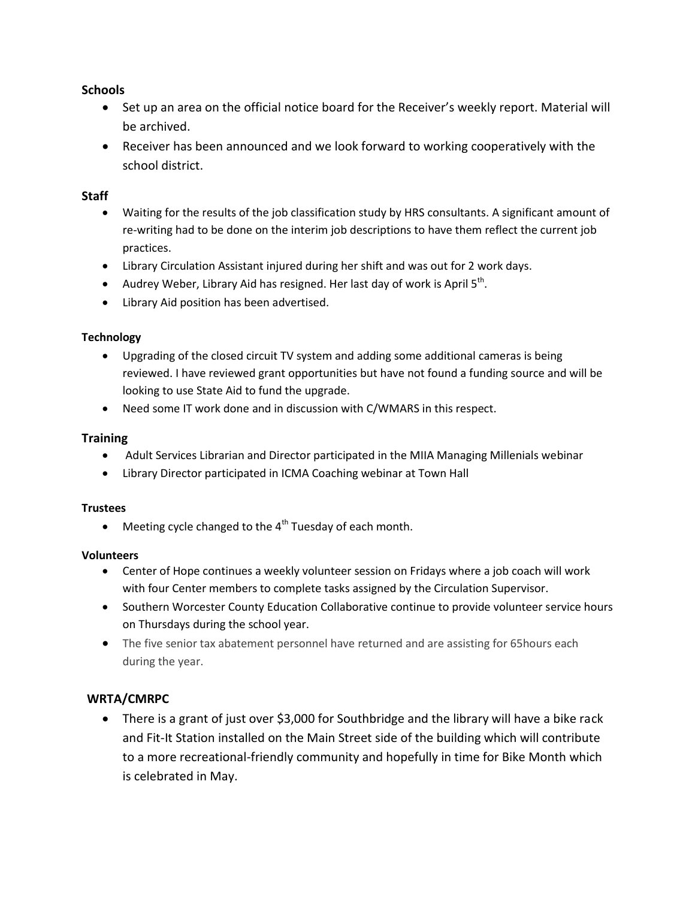**Schools**

- Set up an area on the official notice board for the Receiver's weekly report. Material will be archived.
- Receiver has been announced and we look forward to working cooperatively with the school district.

**Staff**

- Waiting for the results of the job classification study by HRS consultants. A significant amount of re-writing had to be done on the interim job descriptions to have them reflect the current job practices.
- Library Circulation Assistant injured during her shift and was out for 2 work days.
- Audrey Weber, Library Aid has resigned. Her last day of work is April 5th.
- Library Aid position has been advertised.

**Technology**

- Upgrading of the closed circuit TV system and adding some additional cameras is being reviewed. I have reviewed grant opportunities but have not found a funding source and will be looking to use State Aid to fund the upgrade.
- Need some IT work done and in discussion with C/WMARS in this respect.

**Training**

- Adult Services Librarian and Director participated in the MIIA Managing Millenials webinar
- Library Director participated in ICMA Coaching webinar at Town Hall

**Trustees**

- Meeting cycle changed to the 4th Tuesday of each month.

**Volunteers**

- Center of Hope continues a weekly volunteer session on Fridays where a job coach will work with four Center members to complete tasks assigned by the Circulation Supervisor.
- Southern Worcester County Education Collaborative continue to provide volunteer service hours on Thursdays during the school year.
- The five senior tax abatement personnel have returned and are assisting for 65hours each during the year.

**WRTA/CMRPC**

- There is a grant of just over $3,000 for Southbridge and the library will have a bike rack and Fit-It Station installed on the Main Street side of the building which will contribute to a more recreational-friendly community and hopefully in time for Bike Month which is celebrated in May.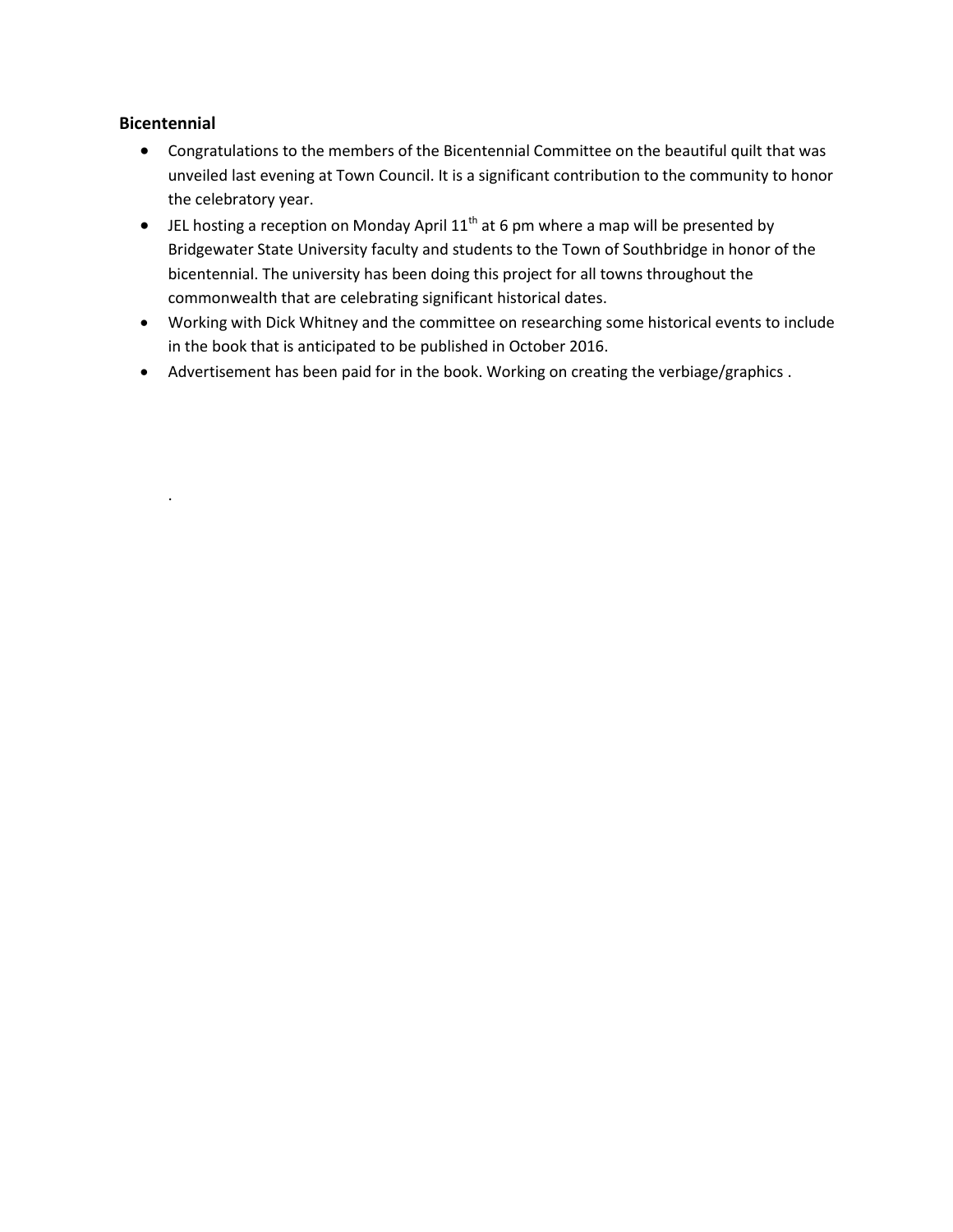**Bicentennial**

- Congratulations to the members of the Bicentennial Committee on the beautiful quilt that was unveiled last evening at Town Council. It is a significant contribution to the community to honor the celebratory year.
- JEL hosting a reception on Monday April 11th at 6 pm where a map will be presented by Bridgewater State University faculty and students to the Town of Southbridge in honor of the bicentennial. The university has been doing this project for all towns throughout the commonwealth that are celebrating significant historical dates.
- Working with Dick Whitney and the committee on researching some historical events to include in the book that is anticipated to be published in October 2016.
- Advertisement has been paid for in the book. Working on creating the verbiage/graphics .

.